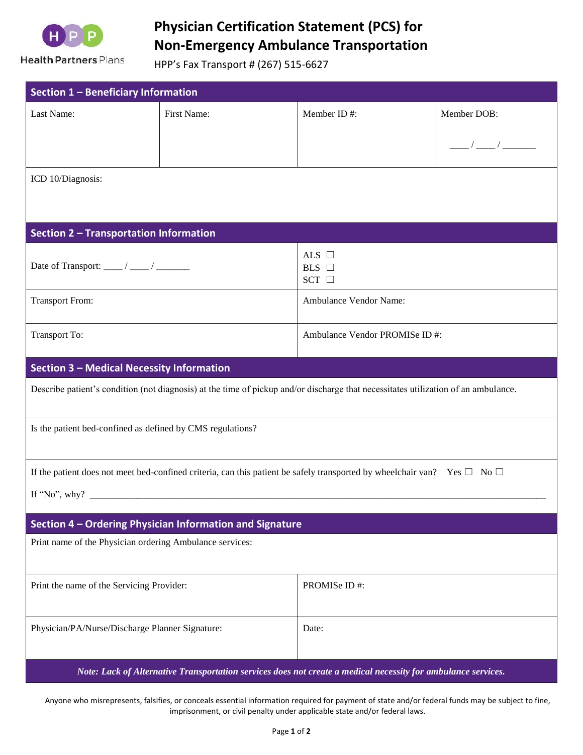Health Partners Plans

# Physician Certification Statement (PCS) for Non-Emergency Ambulance Transportation

HPP's Fax Transport # (267) 515-6627

## Section 1 – Beneficiary Information

| Last Name: | First Name: | Member ID #: | Member DOB: ____ / ____ / _______ |
|---|---|---|---|

ICD 10/Diagnosis:

## Section 2 – Transportation Information

| | |
|---|---|
| Date of Transport: ____ / ____ / _______ | ALS ☐ BLS ☐ SCT ☐ |
| Transport From: | Ambulance Vendor Name: |
| Transport To: | Ambulance Vendor PROMISe ID #: |

## Section 3 – Medical Necessity Information

Describe patient's condition (not diagnosis) at the time of pickup and/or discharge that necessitates utilization of an ambulance.

Is the patient bed-confined as defined by CMS regulations?

If the patient does not meet bed-confined criteria, can this patient be safely transported by wheelchair van? Yes ☐ No ☐

If "No", why? ____________________________________________________________

## Section 4 – Ordering Physician Information and Signature

Print name of the Physician ordering Ambulance services:

| | |
|---|---|
| Print the name of the Servicing Provider: | PROMISe ID #: |
| Physician/PA/Nurse/Discharge Planner Signature: | Date: |

***Note: Lack of Alternative Transportation services does not create a medical necessity for ambulance services.***

Anyone who misrepresents, falsifies, or conceals essential information required for payment of state and/or federal funds may be subject to fine, imprisonment, or civil penalty under applicable state and/or federal laws.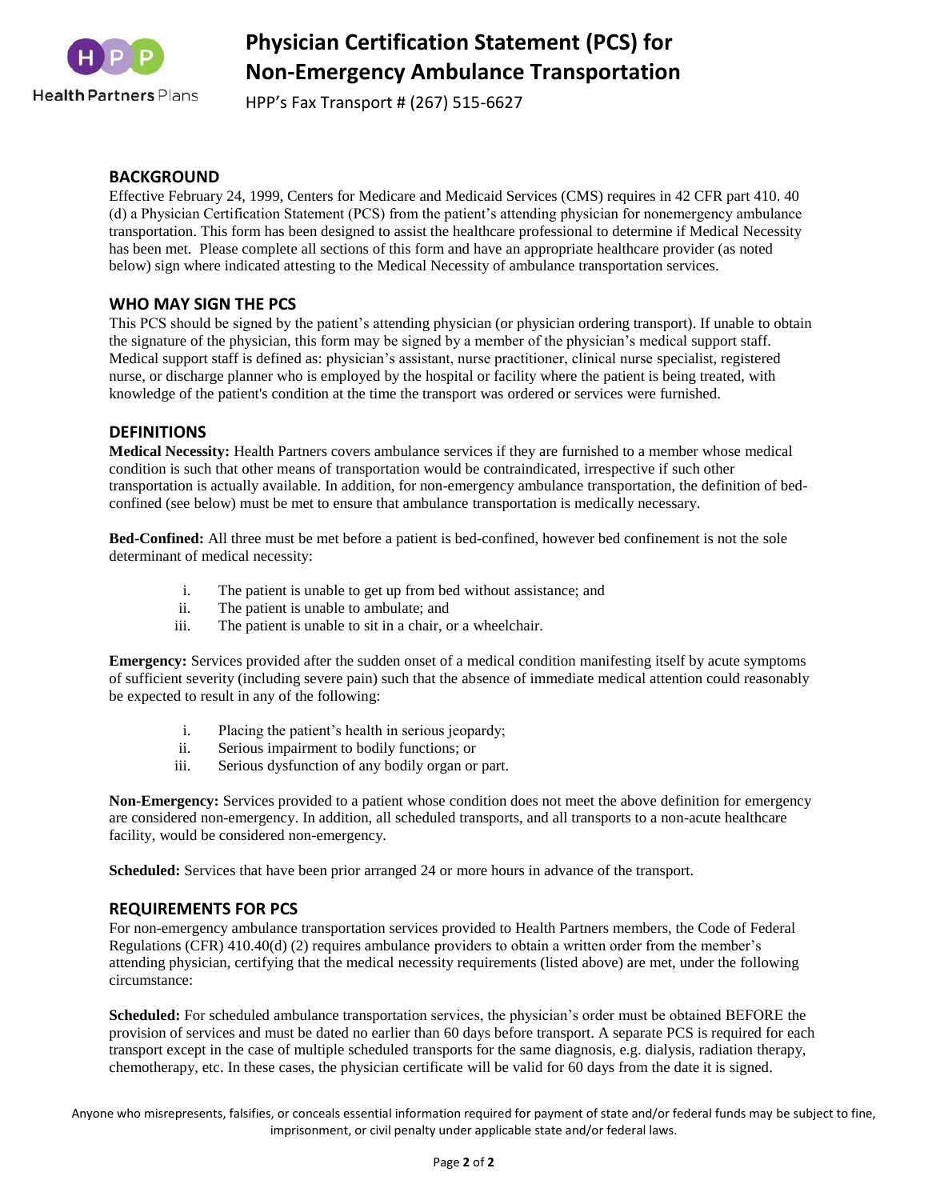# Physician Certification Statement (PCS) for Non-Emergency Ambulance Transportation

HPP's Fax Transport # (267) 515-6627

## BACKGROUND

Effective February 24, 1999, Centers for Medicare and Medicaid Services (CMS) requires in 42 CFR part 410. 40 (d) a Physician Certification Statement (PCS) from the patient's attending physician for nonemergency ambulance transportation. This form has been designed to assist the healthcare professional to determine if Medical Necessity has been met. Please complete all sections of this form and have an appropriate healthcare provider (as noted below) sign where indicated attesting to the Medical Necessity of ambulance transportation services.

## WHO MAY SIGN THE PCS

This PCS should be signed by the patient's attending physician (or physician ordering transport). If unable to obtain the signature of the physician, this form may be signed by a member of the physician's medical support staff. Medical support staff is defined as: physician's assistant, nurse practitioner, clinical nurse specialist, registered nurse, or discharge planner who is employed by the hospital or facility where the patient is being treated, with knowledge of the patient's condition at the time the transport was ordered or services were furnished.

## DEFINITIONS

**Medical Necessity:** Health Partners covers ambulance services if they are furnished to a member whose medical condition is such that other means of transportation would be contraindicated, irrespective if such other transportation is actually available. In addition, for non-emergency ambulance transportation, the definition of bed-confined (see below) must be met to ensure that ambulance transportation is medically necessary.

**Bed-Confined:** All three must be met before a patient is bed-confined, however bed confinement is not the sole determinant of medical necessity:

i. The patient is unable to get up from bed without assistance; and
ii. The patient is unable to ambulate; and
iii. The patient is unable to sit in a chair, or a wheelchair.

**Emergency:** Services provided after the sudden onset of a medical condition manifesting itself by acute symptoms of sufficient severity (including severe pain) such that the absence of immediate medical attention could reasonably be expected to result in any of the following:

i. Placing the patient's health in serious jeopardy;
ii. Serious impairment to bodily functions; or
iii. Serious dysfunction of any bodily organ or part.

**Non-Emergency:** Services provided to a patient whose condition does not meet the above definition for emergency are considered non-emergency. In addition, all scheduled transports, and all transports to a non-acute healthcare facility, would be considered non-emergency.

**Scheduled:** Services that have been prior arranged 24 or more hours in advance of the transport.

## REQUIREMENTS FOR PCS

For non-emergency ambulance transportation services provided to Health Partners members, the Code of Federal Regulations (CFR) 410.40(d) (2) requires ambulance providers to obtain a written order from the member's attending physician, certifying that the medical necessity requirements (listed above) are met, under the following circumstance:

**Scheduled:** For scheduled ambulance transportation services, the physician's order must be obtained BEFORE the provision of services and must be dated no earlier than 60 days before transport. A separate PCS is required for each transport except in the case of multiple scheduled transports for the same diagnosis, e.g. dialysis, radiation therapy, chemotherapy, etc. In these cases, the physician certificate will be valid for 60 days from the date it is signed.

Anyone who misrepresents, falsifies, or conceals essential information required for payment of state and/or federal funds may be subject to fine, imprisonment, or civil penalty under applicable state and/or federal laws.